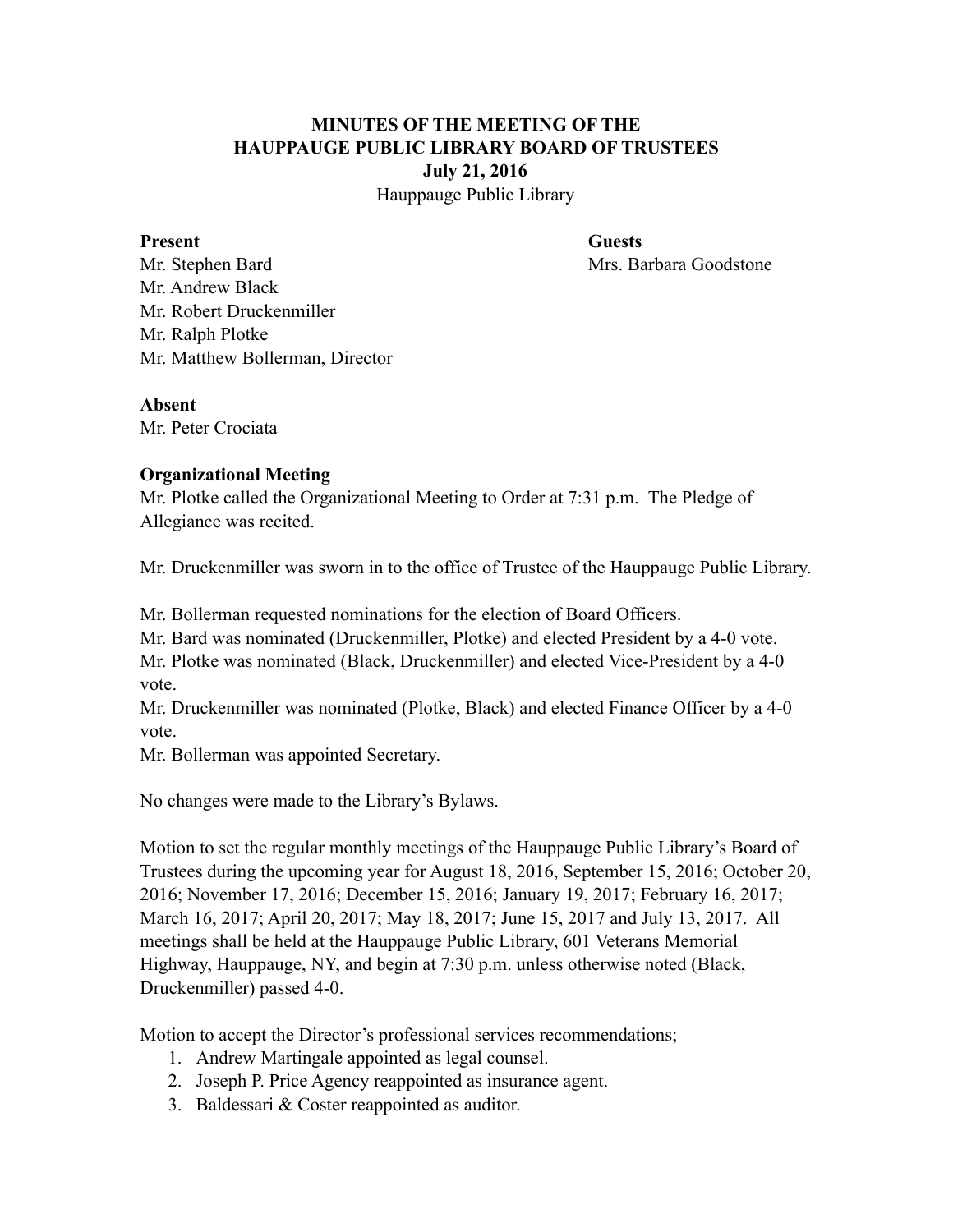**MINUTES OF THE MEETING OF THE**
**HAUPPAUGE PUBLIC LIBRARY BOARD OF TRUSTEES**
**July 21, 2016**
Hauppauge Public Library

**Present**
Mr. Stephen Bard
Mr. Andrew Black
Mr. Robert Druckenmiller
Mr. Ralph Plotke
Mr. Matthew Bollerman, Director

**Guests**
Mrs. Barbara Goodstone

**Absent**
Mr. Peter Crociata

**Organizational Meeting**
Mr. Plotke called the Organizational Meeting to Order at 7:31 p.m. The Pledge of Allegiance was recited.

Mr. Druckenmiller was sworn in to the office of Trustee of the Hauppauge Public Library.

Mr. Bollerman requested nominations for the election of Board Officers.
Mr. Bard was nominated (Druckenmiller, Plotke) and elected President by a 4-0 vote.
Mr. Plotke was nominated (Black, Druckenmiller) and elected Vice-President by a 4-0 vote.
Mr. Druckenmiller was nominated (Plotke, Black) and elected Finance Officer by a 4-0 vote.
Mr. Bollerman was appointed Secretary.

No changes were made to the Library's Bylaws.

Motion to set the regular monthly meetings of the Hauppauge Public Library's Board of Trustees during the upcoming year for August 18, 2016, September 15, 2016; October 20, 2016; November 17, 2016; December 15, 2016; January 19, 2017; February 16, 2017; March 16, 2017; April 20, 2017; May 18, 2017; June 15, 2017 and July 13, 2017. All meetings shall be held at the Hauppauge Public Library, 601 Veterans Memorial Highway, Hauppauge, NY, and begin at 7:30 p.m. unless otherwise noted (Black, Druckenmiller) passed 4-0.

Motion to accept the Director's professional services recommendations;

1. Andrew Martingale appointed as legal counsel.
2. Joseph P. Price Agency reappointed as insurance agent.
3. Baldessari & Coster reappointed as auditor.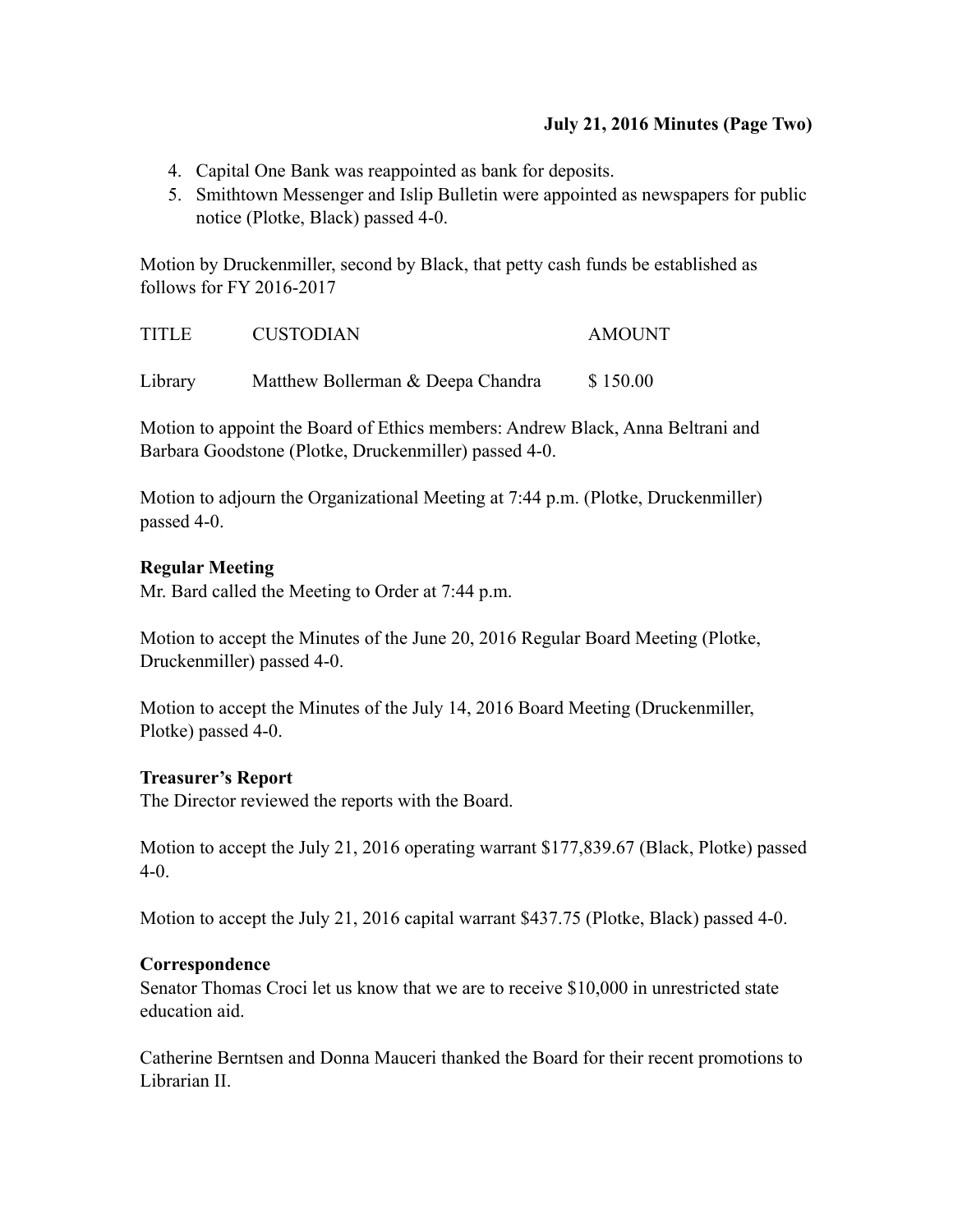4. Capital One Bank was reappointed as bank for deposits.
5. Smithtown Messenger and Islip Bulletin were appointed as newspapers for public notice (Plotke, Black) passed 4-0.

Motion by Druckenmiller, second by Black, that petty cash funds be established as follows for FY 2016-2017

| TITLE | CUSTODIAN | AMOUNT |
| --- | --- | --- |
| Library | Matthew Bollerman & Deepa Chandra | $ 150.00 |

Motion to appoint the Board of Ethics members: Andrew Black, Anna Beltrani and Barbara Goodstone (Plotke, Druckenmiller) passed 4-0.

Motion to adjourn the Organizational Meeting at 7:44 p.m. (Plotke, Druckenmiller) passed 4-0.

**Regular Meeting**
Mr. Bard called the Meeting to Order at 7:44 p.m.

Motion to accept the Minutes of the June 20, 2016 Regular Board Meeting (Plotke, Druckenmiller) passed 4-0.

Motion to accept the Minutes of the July 14, 2016 Board Meeting (Druckenmiller, Plotke) passed 4-0.

**Treasurer's Report**
The Director reviewed the reports with the Board.

Motion to accept the July 21, 2016 operating warrant $177,839.67 (Black, Plotke) passed 4-0.

Motion to accept the July 21, 2016 capital warrant $437.75 (Plotke, Black) passed 4-0.

**Correspondence**
Senator Thomas Croci let us know that we are to receive $10,000 in unrestricted state education aid.

Catherine Berntsen and Donna Mauceri thanked the Board for their recent promotions to Librarian II.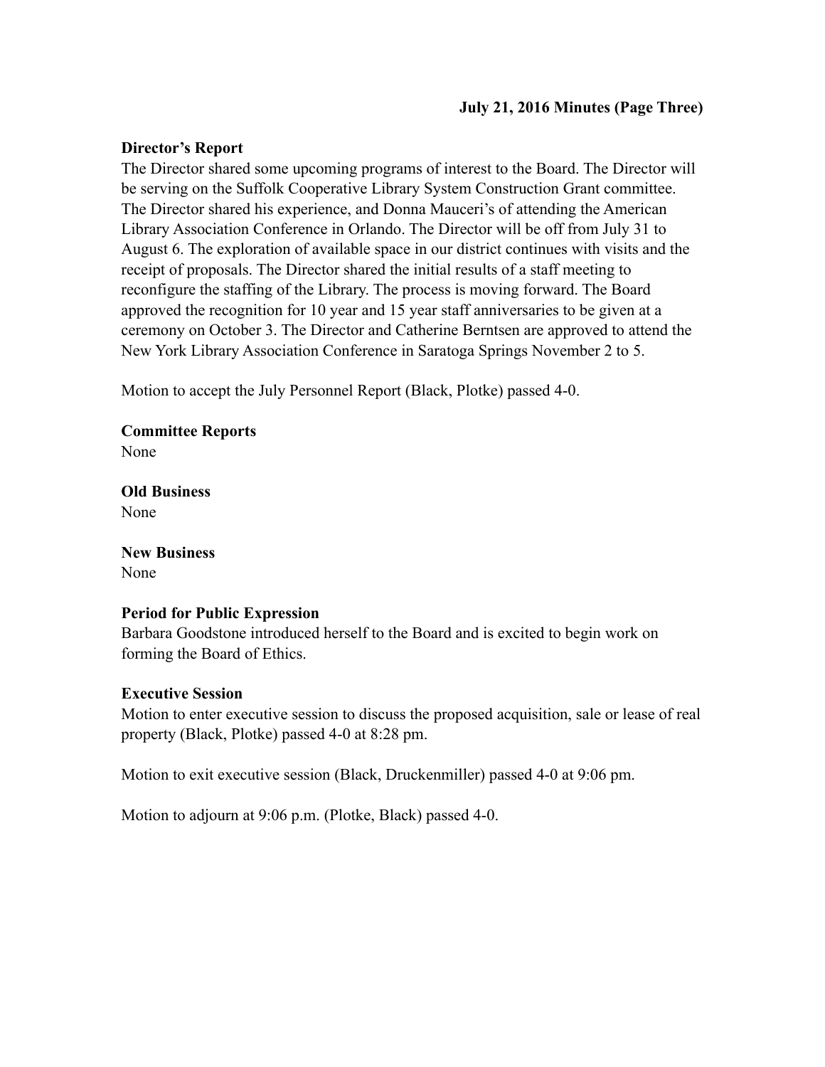**Director's Report**

The Director shared some upcoming programs of interest to the Board. The Director will be serving on the Suffolk Cooperative Library System Construction Grant committee. The Director shared his experience, and Donna Mauceri's of attending the American Library Association Conference in Orlando. The Director will be off from July 31 to August 6. The exploration of available space in our district continues with visits and the receipt of proposals. The Director shared the initial results of a staff meeting to reconfigure the staffing of the Library. The process is moving forward. The Board approved the recognition for 10 year and 15 year staff anniversaries to be given at a ceremony on October 3. The Director and Catherine Berntsen are approved to attend the New York Library Association Conference in Saratoga Springs November 2 to 5.

Motion to accept the July Personnel Report (Black, Plotke) passed 4-0.

**Committee Reports**

None

**Old Business**

None

**New Business**

None

**Period for Public Expression**

Barbara Goodstone introduced herself to the Board and is excited to begin work on forming the Board of Ethics.

**Executive Session**

Motion to enter executive session to discuss the proposed acquisition, sale or lease of real property (Black, Plotke) passed 4-0 at 8:28 pm.

Motion to exit executive session (Black, Druckenmiller) passed 4-0 at 9:06 pm.

Motion to adjourn at 9:06 p.m. (Plotke, Black) passed 4-0.